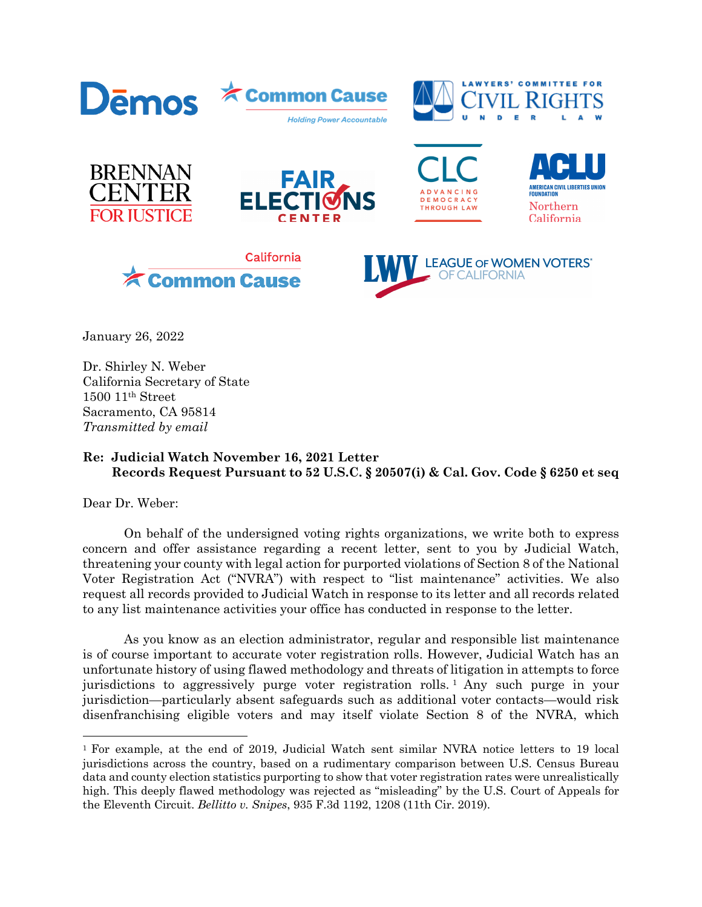January 26, 2022

Dr. Shirley N. Weber
California Secretary of State
1500 11th Street
Sacramento, CA 95814
*Transmitted by email*

**Re: Judicial Watch November 16, 2021 Letter**
**Records Request Pursuant to 52 U.S.C. § 20507(i) & Cal. Gov. Code § 6250 et seq**

Dear Dr. Weber:

On behalf of the undersigned voting rights organizations, we write both to express concern and offer assistance regarding a recent letter, sent to you by Judicial Watch, threatening your county with legal action for purported violations of Section 8 of the National Voter Registration Act ("NVRA") with respect to "list maintenance" activities. We also request all records provided to Judicial Watch in response to its letter and all records related to any list maintenance activities your office has conducted in response to the letter.

As you know as an election administrator, regular and responsible list maintenance is of course important to accurate voter registration rolls. However, Judicial Watch has an unfortunate history of using flawed methodology and threats of litigation in attempts to force jurisdictions to aggressively purge voter registration rolls.[1] Any such purge in your jurisdiction—particularly absent safeguards such as additional voter contacts—would risk disenfranchising eligible voters and may itself violate Section 8 of the NVRA, which

[1] For example, at the end of 2019, Judicial Watch sent similar NVRA notice letters to 19 local jurisdictions across the country, based on a rudimentary comparison between U.S. Census Bureau data and county election statistics purporting to show that voter registration rates were unrealistically high. This deeply flawed methodology was rejected as "misleading" by the U.S. Court of Appeals for the Eleventh Circuit. *Bellitto v. Snipes*, 935 F.3d 1192, 1208 (11th Cir. 2019).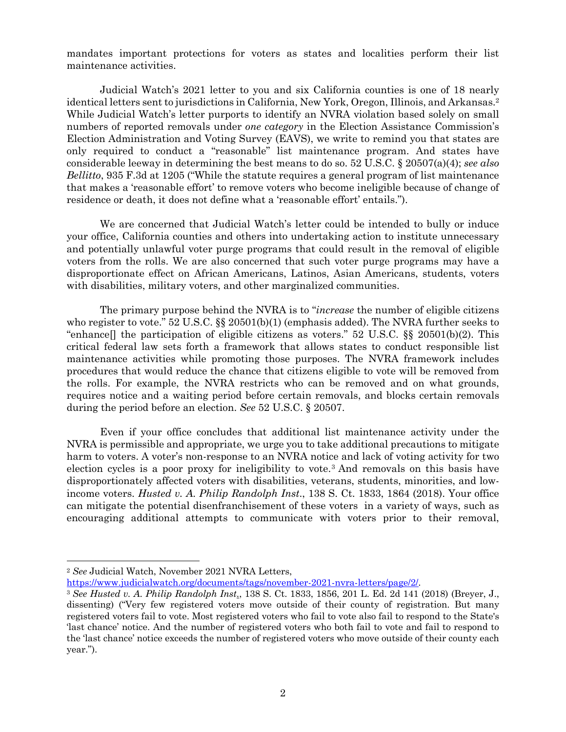mandates important protections for voters as states and localities perform their list maintenance activities.

Judicial Watch's 2021 letter to you and six California counties is one of 18 nearly identical letters sent to jurisdictions in California, New York, Oregon, Illinois, and Arkansas.[2] While Judicial Watch's letter purports to identify an NVRA violation based solely on small numbers of reported removals under *one category* in the Election Assistance Commission's Election Administration and Voting Survey (EAVS), we write to remind you that states are only required to conduct a "reasonable" list maintenance program. And states have considerable leeway in determining the best means to do so. 52 U.S.C. § 20507(a)(4); *see also Bellitto*, 935 F.3d at 1205 ("While the statute requires a general program of list maintenance that makes a 'reasonable effort' to remove voters who become ineligible because of change of residence or death, it does not define what a 'reasonable effort' entails.").

We are concerned that Judicial Watch's letter could be intended to bully or induce your office, California counties and others into undertaking action to institute unnecessary and potentially unlawful voter purge programs that could result in the removal of eligible voters from the rolls. We are also concerned that such voter purge programs may have a disproportionate effect on African Americans, Latinos, Asian Americans, students, voters with disabilities, military voters, and other marginalized communities.

The primary purpose behind the NVRA is to "*increase* the number of eligible citizens who register to vote." 52 U.S.C. §§ 20501(b)(1) (emphasis added). The NVRA further seeks to "enhance[] the participation of eligible citizens as voters." 52 U.S.C. §§ 20501(b)(2). This critical federal law sets forth a framework that allows states to conduct responsible list maintenance activities while promoting those purposes. The NVRA framework includes procedures that would reduce the chance that citizens eligible to vote will be removed from the rolls. For example, the NVRA restricts who can be removed and on what grounds, requires notice and a waiting period before certain removals, and blocks certain removals during the period before an election. *See* 52 U.S.C. § 20507.

Even if your office concludes that additional list maintenance activity under the NVRA is permissible and appropriate, we urge you to take additional precautions to mitigate harm to voters. A voter's non-response to an NVRA notice and lack of voting activity for two election cycles is a poor proxy for ineligibility to vote.[3] And removals on this basis have disproportionately affected voters with disabilities, veterans, students, minorities, and low-income voters. *Husted v. A. Philip Randolph Inst*., 138 S. Ct. 1833, 1864 (2018). Your office can mitigate the potential disenfranchisement of these voters in a variety of ways, such as encouraging additional attempts to communicate with voters prior to their removal,

---

[2] *See* Judicial Watch, November 2021 NVRA Letters, https://www.judicialwatch.org/documents/tags/november-2021-nvra-letters/page/2/.

[3] *See Husted v. A. Philip Randolph Inst*., 138 S. Ct. 1833, 1856, 201 L. Ed. 2d 141 (2018) (Breyer, J., dissenting) ("Very few registered voters move outside of their county of registration. But many registered voters fail to vote. Most registered voters who fail to vote also fail to respond to the State's 'last chance' notice. And the number of registered voters who both fail to vote and fail to respond to the 'last chance' notice exceeds the number of registered voters who move outside of their county each year.").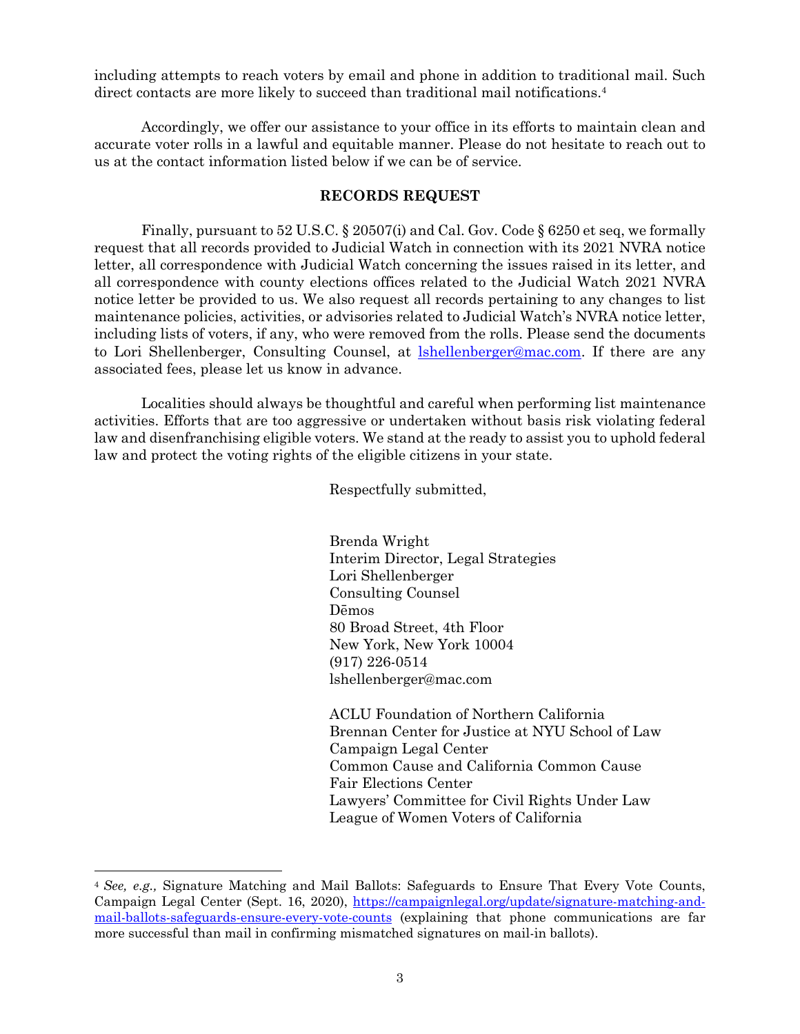including attempts to reach voters by email and phone in addition to traditional mail. Such direct contacts are more likely to succeed than traditional mail notifications.[4]

Accordingly, we offer our assistance to your office in its efforts to maintain clean and accurate voter rolls in a lawful and equitable manner. Please do not hesitate to reach out to us at the contact information listed below if we can be of service.

## RECORDS REQUEST

Finally, pursuant to 52 U.S.C. § 20507(i) and Cal. Gov. Code § 6250 et seq, we formally request that all records provided to Judicial Watch in connection with its 2021 NVRA notice letter, all correspondence with Judicial Watch concerning the issues raised in its letter, and all correspondence with county elections offices related to the Judicial Watch 2021 NVRA notice letter be provided to us. We also request all records pertaining to any changes to list maintenance policies, activities, or advisories related to Judicial Watch's NVRA notice letter, including lists of voters, if any, who were removed from the rolls. Please send the documents to Lori Shellenberger, Consulting Counsel, at lshellenberger@mac.com. If there are any associated fees, please let us know in advance.

Localities should always be thoughtful and careful when performing list maintenance activities. Efforts that are too aggressive or undertaken without basis risk violating federal law and disenfranchising eligible voters. We stand at the ready to assist you to uphold federal law and protect the voting rights of the eligible citizens in your state.

Respectfully submitted,

Brenda Wright
Interim Director, Legal Strategies
Lori Shellenberger
Consulting Counsel
Dēmos
80 Broad Street, 4th Floor
New York, New York 10004
(917) 226-0514
lshellenberger@mac.com

ACLU Foundation of Northern California
Brennan Center for Justice at NYU School of Law
Campaign Legal Center
Common Cause and California Common Cause
Fair Elections Center
Lawyers' Committee for Civil Rights Under Law
League of Women Voters of California

---

[4] *See, e.g.,* Signature Matching and Mail Ballots: Safeguards to Ensure That Every Vote Counts, Campaign Legal Center (Sept. 16, 2020), https://campaignlegal.org/update/signature-matching-and-mail-ballots-safeguards-ensure-every-vote-counts (explaining that phone communications are far more successful than mail in confirming mismatched signatures on mail-in ballots).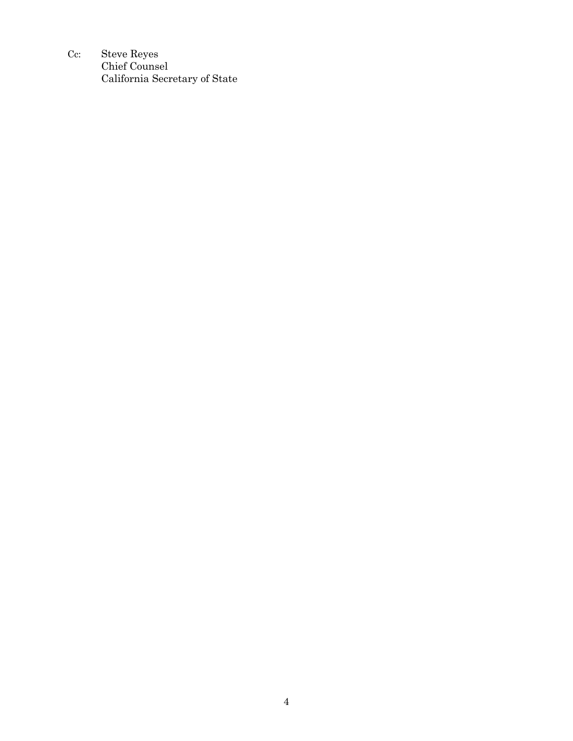Cc: Steve Reyes
Chief Counsel
California Secretary of State